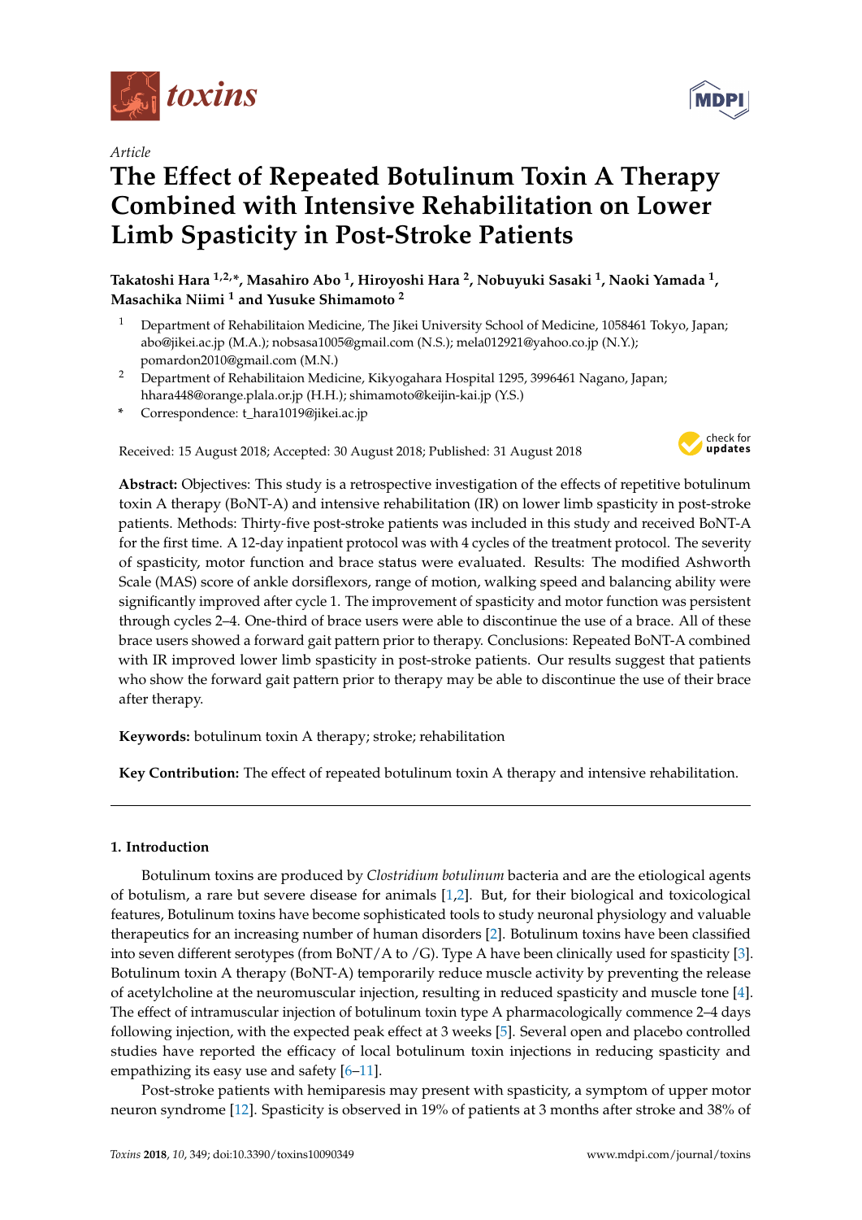*Article*

# The Effect of Repeated Botulinum Toxin A Therapy Combined with Intensive Rehabilitation on Lower Limb Spasticity in Post-Stroke Patients

**Takatoshi Hara [1,2,*], Masahiro Abo [1], Hiroyoshi Hara [2], Nobuyuki Sasaki [1], Naoki Yamada [1], Masachika Niimi [1] and Yusuke Shimamoto [2]**

[1] Department of Rehabilitaion Medicine, The Jikei University School of Medicine, 1058461 Tokyo, Japan; abo@jikei.ac.jp (M.A.); nobsasa1005@gmail.com (N.S.); mela012921@yahoo.co.jp (N.Y.); pomardon2010@gmail.com (M.N.)

[2] Department of Rehabilitaion Medicine, Kikyogahara Hospital 1295, 3996461 Nagano, Japan; hhara448@orange.plala.or.jp (H.H.); shimamoto@keijin-kai.jp (Y.S.)

\* Correspondence: t_hara1019@jikei.ac.jp

Received: 15 August 2018; Accepted: 30 August 2018; Published: 31 August 2018

**Abstract:** Objectives: This study is a retrospective investigation of the effects of repetitive botulinum toxin A therapy (BoNT-A) and intensive rehabilitation (IR) on lower limb spasticity in post-stroke patients. Methods: Thirty-five post-stroke patients was included in this study and received BoNT-A for the first time. A 12-day inpatient protocol was with 4 cycles of the treatment protocol. The severity of spasticity, motor function and brace status were evaluated. Results: The modified Ashworth Scale (MAS) score of ankle dorsiflexors, range of motion, walking speed and balancing ability were significantly improved after cycle 1. The improvement of spasticity and motor function was persistent through cycles 2–4. One-third of brace users were able to discontinue the use of a brace. All of these brace users showed a forward gait pattern prior to therapy. Conclusions: Repeated BoNT-A combined with IR improved lower limb spasticity in post-stroke patients. Our results suggest that patients who show the forward gait pattern prior to therapy may be able to discontinue the use of their brace after therapy.

**Keywords:** botulinum toxin A therapy; stroke; rehabilitation

**Key Contribution:** The effect of repeated botulinum toxin A therapy and intensive rehabilitation.

## 1. Introduction

Botulinum toxins are produced by *Clostridium botulinum* bacteria and are the etiological agents of botulism, a rare but severe disease for animals [1,2]. But, for their biological and toxicological features, Botulinum toxins have become sophisticated tools to study neuronal physiology and valuable therapeutics for an increasing number of human disorders [2]. Botulinum toxins have been classified into seven different serotypes (from BoNT/A to /G). Type A have been clinically used for spasticity [3]. Botulinum toxin A therapy (BoNT-A) temporarily reduce muscle activity by preventing the release of acetylcholine at the neuromuscular injection, resulting in reduced spasticity and muscle tone [4]. The effect of intramuscular injection of botulinum toxin type A pharmacologically commence 2–4 days following injection, with the expected peak effect at 3 weeks [5]. Several open and placebo controlled studies have reported the efficacy of local botulinum toxin injections in reducing spasticity and empathizing its easy use and safety [6–11].

Post-stroke patients with hemiparesis may present with spasticity, a symptom of upper motor neuron syndrome [12]. Spasticity is observed in 19% of patients at 3 months after stroke and 38% of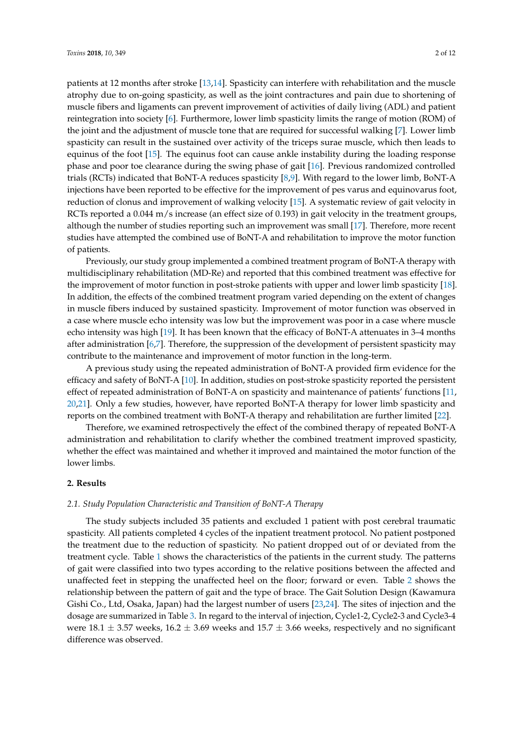patients at 12 months after stroke [13,14]. Spasticity can interfere with rehabilitation and the muscle atrophy due to on-going spasticity, as well as the joint contractures and pain due to shortening of muscle fibers and ligaments can prevent improvement of activities of daily living (ADL) and patient reintegration into society [6]. Furthermore, lower limb spasticity limits the range of motion (ROM) of the joint and the adjustment of muscle tone that are required for successful walking [7]. Lower limb spasticity can result in the sustained over activity of the triceps surae muscle, which then leads to equinus of the foot [15]. The equinus foot can cause ankle instability during the loading response phase and poor toe clearance during the swing phase of gait [16]. Previous randomized controlled trials (RCTs) indicated that BoNT-A reduces spasticity [8,9]. With regard to the lower limb, BoNT-A injections have been reported to be effective for the improvement of pes varus and equinovarus foot, reduction of clonus and improvement of walking velocity [15]. A systematic review of gait velocity in RCTs reported a 0.044 m/s increase (an effect size of 0.193) in gait velocity in the treatment groups, although the number of studies reporting such an improvement was small [17]. Therefore, more recent studies have attempted the combined use of BoNT-A and rehabilitation to improve the motor function of patients.

Previously, our study group implemented a combined treatment program of BoNT-A therapy with multidisciplinary rehabilitation (MD-Re) and reported that this combined treatment was effective for the improvement of motor function in post-stroke patients with upper and lower limb spasticity [18]. In addition, the effects of the combined treatment program varied depending on the extent of changes in muscle fibers induced by sustained spasticity. Improvement of motor function was observed in a case where muscle echo intensity was low but the improvement was poor in a case where muscle echo intensity was high [19]. It has been known that the efficacy of BoNT-A attenuates in 3–4 months after administration [6,7]. Therefore, the suppression of the development of persistent spasticity may contribute to the maintenance and improvement of motor function in the long-term.

A previous study using the repeated administration of BoNT-A provided firm evidence for the efficacy and safety of BoNT-A [10]. In addition, studies on post-stroke spasticity reported the persistent effect of repeated administration of BoNT-A on spasticity and maintenance of patients' functions [11,20,21]. Only a few studies, however, have reported BoNT-A therapy for lower limb spasticity and reports on the combined treatment with BoNT-A therapy and rehabilitation are further limited [22].

Therefore, we examined retrospectively the effect of the combined therapy of repeated BoNT-A administration and rehabilitation to clarify whether the combined treatment improved spasticity, whether the effect was maintained and whether it improved and maintained the motor function of the lower limbs.

## 2. Results

### 2.1. Study Population Characteristic and Transition of BoNT-A Therapy

The study subjects included 35 patients and excluded 1 patient with post cerebral traumatic spasticity. All patients completed 4 cycles of the inpatient treatment protocol. No patient postponed the treatment due to the reduction of spasticity. No patient dropped out of or deviated from the treatment cycle. Table 1 shows the characteristics of the patients in the current study. The patterns of gait were classified into two types according to the relative positions between the affected and unaffected feet in stepping the unaffected heel on the floor; forward or even. Table 2 shows the relationship between the pattern of gait and the type of brace. The Gait Solution Design (Kawamura Gishi Co., Ltd, Osaka, Japan) had the largest number of users [23,24]. The sites of injection and the dosage are summarized in Table 3. In regard to the interval of injection, Cycle1-2, Cycle2-3 and Cycle3-4 were 18.1 ± 3.57 weeks, 16.2 ± 3.69 weeks and 15.7 ± 3.66 weeks, respectively and no significant difference was observed.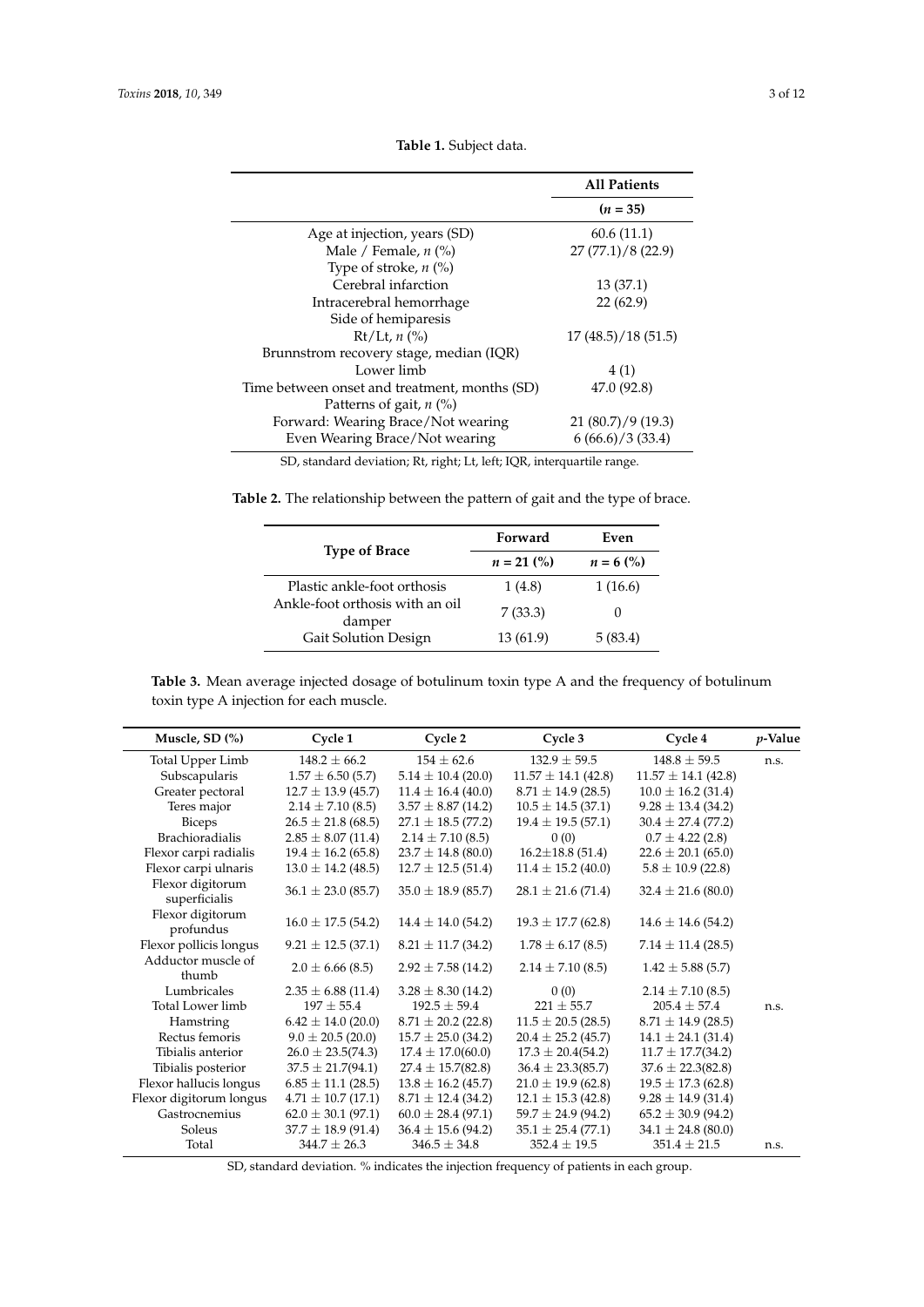**Table 1.** Subject data.

| | All Patients |
|---|---|
| | ($n$ = 35) |
| Age at injection, years (SD) | 60.6 (11.1) |
| Male / Female, $n$ (%) | 27 (77.1)/8 (22.9) |
| Type of stroke, $n$ (%) | |
| Cerebral infarction | 13 (37.1) |
| Intracerebral hemorrhage | 22 (62.9) |
| Side of hemiparesis | |
| Rt/Lt, $n$ (%) | 17 (48.5)/18 (51.5) |
| Brunnstrom recovery stage, median (IQR) | |
| Lower limb | 4 (1) |
| Time between onset and treatment, months (SD) | 47.0 (92.8) |
| Patterns of gait, $n$ (%) | |
| Forward: Wearing Brace/Not wearing | 21 (80.7)/9 (19.3) |
| Even Wearing Brace/Not wearing | 6 (66.6)/3 (33.4) |

SD, standard deviation; Rt, right; Lt, left; IQR, interquartile range.

**Table 2.** The relationship between the pattern of gait and the type of brace.

| Type of Brace | Forward | Even |
|---|---|---|
| | $n$ = 21 (%) | $n$ = 6 (%) |
| Plastic ankle-foot orthosis | 1 (4.8) | 1 (16.6) |
| Ankle-foot orthosis with an oil damper | 7 (33.3) | 0 |
| Gait Solution Design | 13 (61.9) | 5 (83.4) |

**Table 3.** Mean average injected dosage of botulinum toxin type A and the frequency of botulinum toxin type A injection for each muscle.

| Muscle, SD (%) | Cycle 1 | Cycle 2 | Cycle 3 | Cycle 4 | $p$-Value |
|---|---|---|---|---|---|
| Total Upper Limb | 148.2 ± 66.2 | 154 ± 62.6 | 132.9 ± 59.5 | 148.8 ± 59.5 | n.s. |
| Subscapularis | 1.57 ± 6.50 (5.7) | 5.14 ± 10.4 (20.0) | 11.57 ± 14.1 (42.8) | 11.57 ± 14.1 (42.8) | |
| Greater pectoral | 12.7 ± 13.9 (45.7) | 11.4 ± 16.4 (40.0) | 8.71 ± 14.9 (28.5) | 10.0 ± 16.2 (31.4) | |
| Teres major | 2.14 ± 7.10 (8.5) | 3.57 ± 8.87 (14.2) | 10.5 ± 14.5 (37.1) | 9.28 ± 13.4 (34.2) | |
| Biceps | 26.5 ± 21.8 (68.5) | 27.1 ± 18.5 (77.2) | 19.4 ± 19.5 (57.1) | 30.4 ± 27.4 (77.2) | |
| Brachioradialis | 2.85 ± 8.07 (11.4) | 2.14 ± 7.10 (8.5) | 0 (0) | 0.7 ± 4.22 (2.8) | |
| Flexor carpi radialis | 19.4 ± 16.2 (65.8) | 23.7 ± 14.8 (80.0) | 16.2±18.8 (51.4) | 22.6 ± 20.1 (65.0) | |
| Flexor carpi ulnaris | 13.0 ± 14.2 (48.5) | 12.7 ± 12.5 (51.4) | 11.4 ± 15.2 (40.0) | 5.8 ± 10.9 (22.8) | |
| Flexor digitorum superficialis | 36.1 ± 23.0 (85.7) | 35.0 ± 18.9 (85.7) | 28.1 ± 21.6 (71.4) | 32.4 ± 21.6 (80.0) | |
| Flexor digitorum profundus | 16.0 ± 17.5 (54.2) | 14.4 ± 14.0 (54.2) | 19.3 ± 17.7 (62.8) | 14.6 ± 14.6 (54.2) | |
| Flexor pollicis longus | 9.21 ± 12.5 (37.1) | 8.21 ± 11.7 (34.2) | 1.78 ± 6.17 (8.5) | 7.14 ± 11.4 (28.5) | |
| Adductor muscle of thumb | 2.0 ± 6.66 (8.5) | 2.92 ± 7.58 (14.2) | 2.14 ± 7.10 (8.5) | 1.42 ± 5.88 (5.7) | |
| Lumbricales | 2.35 ± 6.88 (11.4) | 3.28 ± 8.30 (14.2) | 0 (0) | 2.14 ± 7.10 (8.5) | |
| Total Lower limb | 197 ± 55.4 | 192.5 ± 59.4 | 221 ± 55.7 | 205.4 ± 57.4 | n.s. |
| Hamstring | 6.42 ± 14.0 (20.0) | 8.71 ± 20.2 (22.8) | 11.5 ± 20.5 (28.5) | 8.71 ± 14.9 (28.5) | |
| Rectus femoris | 9.0 ± 20.5 (20.0) | 15.7 ± 25.0 (34.2) | 20.4 ± 25.2 (45.7) | 14.1 ± 24.1 (31.4) | |
| Tibialis anterior | 26.0 ± 23.5(74.3) | 17.4 ± 17.0(60.0) | 17.3 ± 20.4(54.2) | 11.7 ± 17.7(34.2) | |
| Tibialis posterior | 37.5 ± 21.7(94.1) | 27.4 ± 15.7(82.8) | 36.4 ± 23.3(85.7) | 37.6 ± 22.3(82.8) | |
| Flexor hallucis longus | 6.85 ± 11.1 (28.5) | 13.8 ± 16.2 (45.7) | 21.0 ± 19.9 (62.8) | 19.5 ± 17.3 (62.8) | |
| Flexor digitorum longus | 4.71 ± 10.7 (17.1) | 8.71 ± 12.4 (34.2) | 12.1 ± 15.3 (42.8) | 9.28 ± 14.9 (31.4) | |
| Gastrocnemius | 62.0 ± 30.1 (97.1) | 60.0 ± 28.4 (97.1) | 59.7 ± 24.9 (94.2) | 65.2 ± 30.9 (94.2) | |
| Soleus | 37.7 ± 18.9 (91.4) | 36.4 ± 15.6 (94.2) | 35.1 ± 25.4 (77.1) | 34.1 ± 24.8 (80.0) | |
| Total | 344.7 ± 26.3 | 346.5 ± 34.8 | 352.4 ± 19.5 | 351.4 ± 21.5 | n.s. |

SD, standard deviation. % indicates the injection frequency of patients in each group.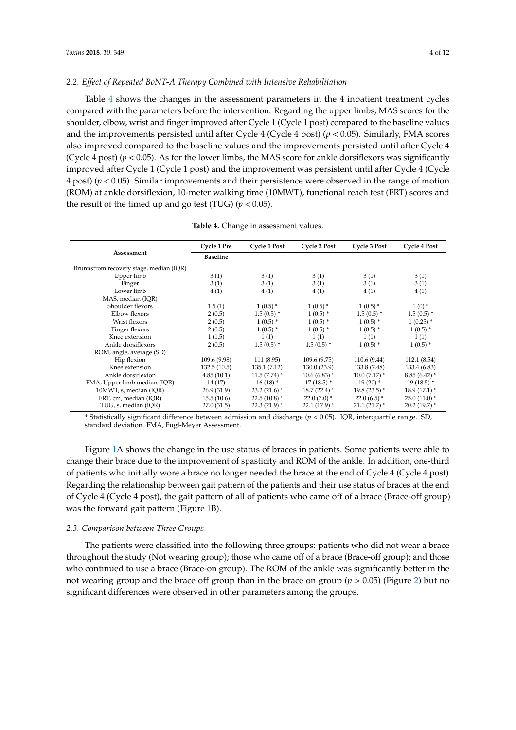### 2.2. Effect of Repeated BoNT-A Therapy Combined with Intensive Rehabilitation

Table 4 shows the changes in the assessment parameters in the 4 inpatient treatment cycles compared with the parameters before the intervention. Regarding the upper limbs, MAS scores for the shoulder, elbow, wrist and finger improved after Cycle 1 (Cycle 1 post) compared to the baseline values and the improvements persisted until after Cycle 4 (Cycle 4 post) ($p < 0.05$). Similarly, FMA scores also improved compared to the baseline values and the improvements persisted until after Cycle 4 (Cycle 4 post) ($p < 0.05$). As for the lower limbs, the MAS score for ankle dorsiflexors was significantly improved after Cycle 1 (Cycle 1 post) and the improvement was persistent until after Cycle 4 (Cycle 4 post) ($p < 0.05$). Similar improvements and their persistence were observed in the range of motion (ROM) at ankle dorsiflexion, 10-meter walking time (10MWT), functional reach test (FRT) scores and the result of the timed up and go test (TUG) ($p < 0.05$).

**Table 4.** Change in assessment values.

| Assessment | Cycle 1 Pre | Cycle 1 Post | Cycle 2 Post | Cycle 3 Post | Cycle 4 Post |
|---|---|---|---|---|---|
| | Baseline | | | | |
| Brunnstrom recovery stage, median (IQR) | | | | | |
| Upper limb | 3 (1) | 3 (1) | 3 (1) | 3 (1) | 3 (1) |
| Finger | 3 (1) | 3 (1) | 3 (1) | 3 (1) | 3 (1) |
| Lower limb | 4 (1) | 4 (1) | 4 (1) | 4 (1) | 4 (1) |
| MAS, median (IQR) | | | | | |
| Shoulder flexors | 1.5 (1) | 1 (0.5) * | 1 (0.5) * | 1 (0.5) * | 1 (0) * |
| Elbow flexors | 2 (0.5) | 1.5 (0.5) * | 1 (0.5) * | 1.5 (0.5) * | 1.5 (0.5) * |
| Wrist flexors | 2 (0.5) | 1 (0.5) * | 1 (0.5) * | 1 (0.5) * | 1 (0.25) * |
| Finger flexors | 2 (0.5) | 1 (0.5) * | 1 (0.5) * | 1 (0.5) * | 1 (0.5) * |
| Knee extension | 1 (1.5) | 1 (1) | 1 (1) | 1 (1) | 1 (1) |
| Ankle dorsiflexors | 2 (0.5) | 1.5 (0.5) * | 1.5 (0.5) * | 1 (0.5) * | 1 (0.5) * |
| ROM, angle, average (SD) | | | | | |
| Hip flexion | 109.6 (9.98) | 111 (8.95) | 109.6 (9.75) | 110.6 (9.44) | 112.1 (8.54) |
| Knee extension | 132.5 (10.5) | 135.1 (7.12) | 130.0 (23.9) | 133.8 (7.48) | 133.4 (6.83) |
| Ankle dorsiflexion | 4.85 (10.1) | 11.5 (7.74) * | 10.6 (6.83) * | 10.0 (7.17) * | 8.85 (6.42) * |
| FMA, Upper limb median (IQR) | 14 (17) | 16 (18) * | 17 (18.5) * | 19 (20) * | 19 (18.5) * |
| 10MWT, s, median (IQR) | 26.9 (31.9) | 23.2 (21.6) * | 18.7 (22.4) * | 19.8 (23.5) * | 18.9 (17.1) * |
| FRT, cm, median (IQR) | 15.5 (10.6) | 22.5 (10.8) * | 22.0 (7.0) * | 22.0 (6.5) * | 25.0 (11.0) * |
| TUG, s, median (IQR) | 27.0 (31.5) | 22.3 (21.9) * | 22.1 (17.9) * | 21.1 (21.7) * | 20.2 (19.7) * |

\* Statistically significant difference between admission and discharge ($p < 0.05$). IQR, interquartile range. SD, standard deviation. FMA, Fugl-Meyer Assessment.

Figure 1A shows the change in the use status of braces in patients. Some patients were able to change their brace due to the improvement of spasticity and ROM of the ankle. In addition, one-third of patients who initially wore a brace no longer needed the brace at the end of Cycle 4 (Cycle 4 post). Regarding the relationship between gait pattern of the patients and their use status of braces at the end of Cycle 4 (Cycle 4 post), the gait pattern of all of patients who came off of a brace (Brace-off group) was the forward gait pattern (Figure 1B).

### 2.3. Comparison between Three Groups

The patients were classified into the following three groups: patients who did not wear a brace throughout the study (Not wearing group); those who came off of a brace (Brace-off group); and those who continued to use a brace (Brace-on group). The ROM of the ankle was significantly better in the not wearing group and the brace off group than in the brace on group ($p > 0.05$) (Figure 2) but no significant differences were observed in other parameters among the groups.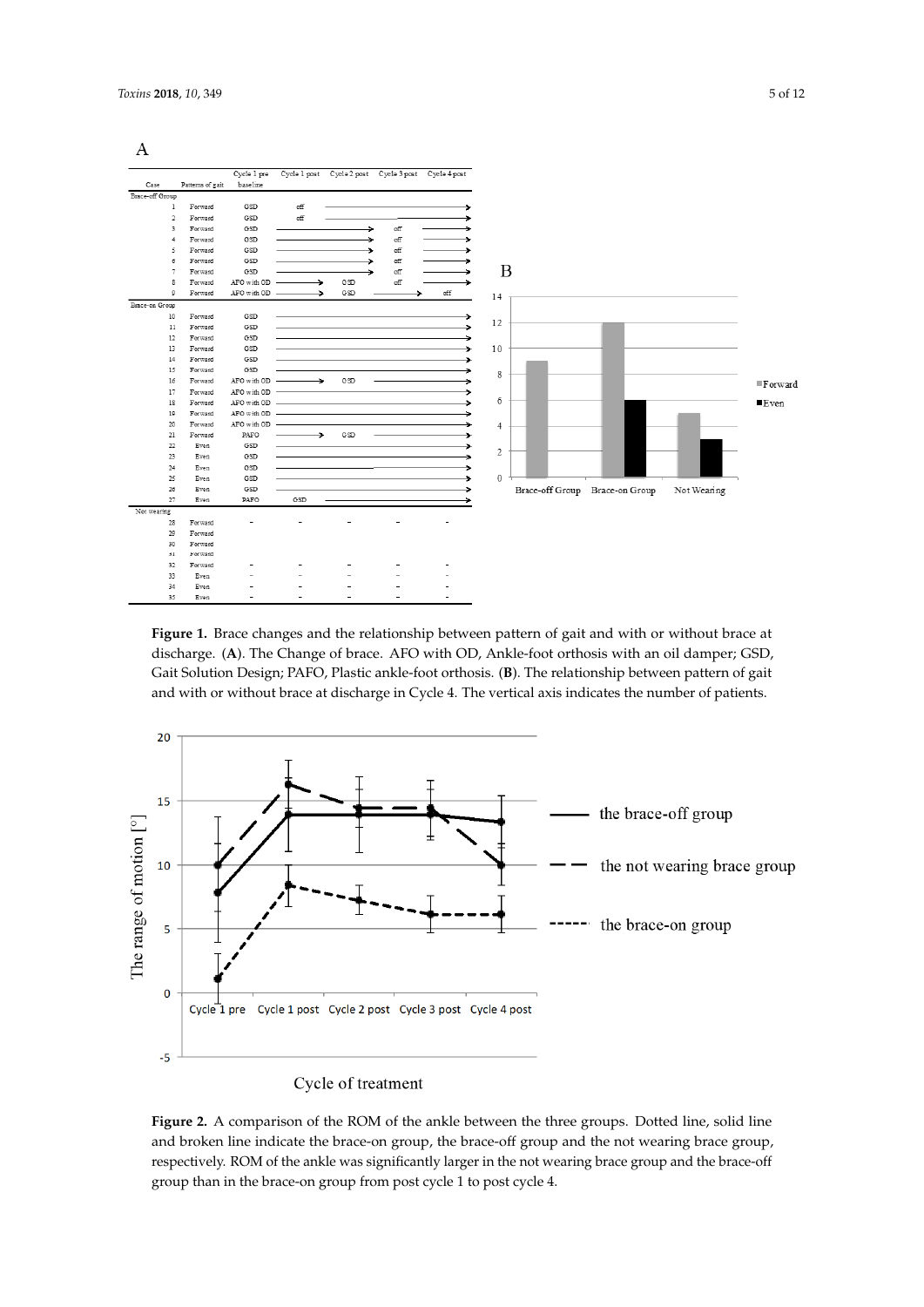A

| Case | Patterns of gait | Cycle 1 pre baseline | Cycle 1 post | Cycle 2 post | Cycle 3 post | Cycle 4 post |
|---|---|---|---|---|---|---|
| Brace-off Group | | | | | | |
| 1 | Forward | GSD | off | → | → | → |
| 2 | Forward | GSD | off | → | → | → |
| 3 | Forward | GSD | → | → | off | → |
| 4 | Forward | GSD | → | → | off | → |
| 5 | Forward | GSD | → | → | off | → |
| 6 | Forward | GSD | → | → | off | → |
| 7 | Forward | GSD | → | → | off | → |
| 8 | Forward | AFO with OD | → | GSD | off | → |
| 9 | Forward | AFO with OD | → | GSD | → | off |
| Brace-on Group | | | | | | |
| 10 | Forward | GSD | → | → | → | → |
| 11 | Forward | GSD | → | → | → | → |
| 12 | Forward | GSD | → | → | → | → |
| 13 | Forward | GSD | → | → | → | → |
| 14 | Forward | GSD | → | → | → | → |
| 15 | Forward | GSD | → | → | → | → |
| 16 | Forward | AFO with OD | → | GSD | → | → |
| 17 | Forward | AFO with OD | → | → | → | → |
| 18 | Forward | AFO with OD | → | → | → | → |
| 19 | Forward | AFO with OD | → | → | → | → |
| 20 | Forward | AFO with OD | → | → | → | → |
| 21 | Forward | PAFO | → | GSD | → | → |
| 22 | Even | GSD | → | → | → | → |
| 23 | Even | GSD | → | → | → | → |
| 24 | Even | GSD | → | → | → | → |
| 25 | Even | GSD | → | → | → | → |
| 26 | Even | GSD | → | → | → | → |
| 27 | Even | PAFO | GSD | → | → | → |
| Not wearing | | | | | | |
| 28 | Forward | - | - | - | - | - |
| 29 | Forward | | | | | |
| 30 | Forward | | | | | |
| 31 | Forward | | | | | |
| 32 | Forward | - | - | - | - | - |
| 33 | Even | - | - | - | - | - |
| 34 | Even | - | - | - | - | - |
| 35 | Even | - | - | - | - | - |

**Figure 1.** Brace changes and the relationship between pattern of gait and with or without brace at discharge. (**A**). The Change of brace. AFO with OD, Ankle-foot orthosis with an oil damper; GSD, Gait Solution Design; PAFO, Plastic ankle-foot orthosis. (**B**). The relationship between pattern of gait and with or without brace at discharge in Cycle 4. The vertical axis indicates the number of patients.

**Figure 2.** A comparison of the ROM of the ankle between the three groups. Dotted line, solid line and broken line indicate the brace-on group, the brace-off group and the not wearing brace group, respectively. ROM of the ankle was significantly larger in the not wearing brace group and the brace-off group than in the brace-on group from post cycle 1 to post cycle 4.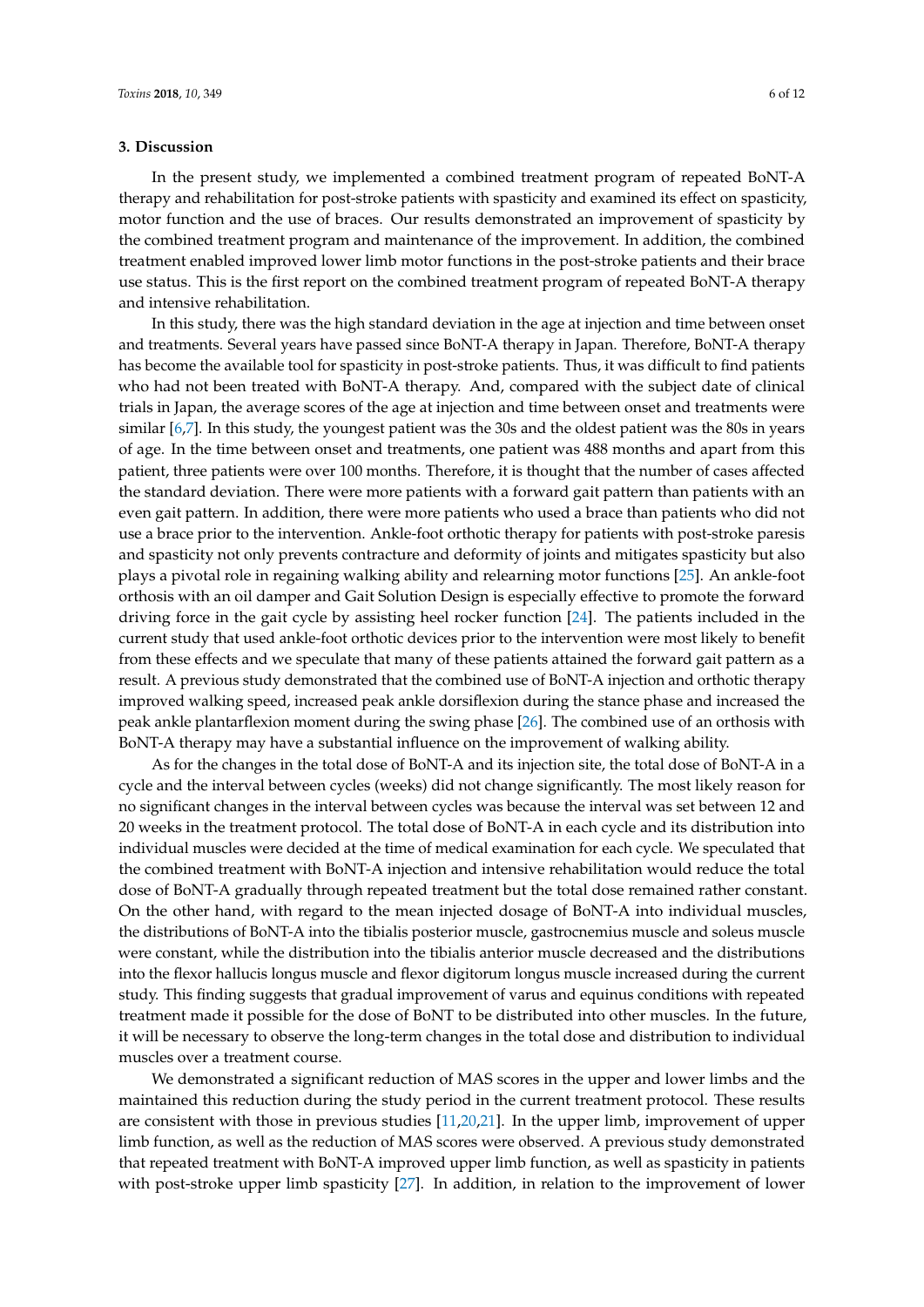## 3. Discussion

In the present study, we implemented a combined treatment program of repeated BoNT-A therapy and rehabilitation for post-stroke patients with spasticity and examined its effect on spasticity, motor function and the use of braces. Our results demonstrated an improvement of spasticity by the combined treatment program and maintenance of the improvement. In addition, the combined treatment enabled improved lower limb motor functions in the post-stroke patients and their brace use status. This is the first report on the combined treatment program of repeated BoNT-A therapy and intensive rehabilitation.

In this study, there was the high standard deviation in the age at injection and time between onset and treatments. Several years have passed since BoNT-A therapy in Japan. Therefore, BoNT-A therapy has become the available tool for spasticity in post-stroke patients. Thus, it was difficult to find patients who had not been treated with BoNT-A therapy. And, compared with the subject date of clinical trials in Japan, the average scores of the age at injection and time between onset and treatments were similar [6,7]. In this study, the youngest patient was the 30s and the oldest patient was the 80s in years of age. In the time between onset and treatments, one patient was 488 months and apart from this patient, three patients were over 100 months. Therefore, it is thought that the number of cases affected the standard deviation. There were more patients with a forward gait pattern than patients with an even gait pattern. In addition, there were more patients who used a brace than patients who did not use a brace prior to the intervention. Ankle-foot orthotic therapy for patients with post-stroke paresis and spasticity not only prevents contracture and deformity of joints and mitigates spasticity but also plays a pivotal role in regaining walking ability and relearning motor functions [25]. An ankle-foot orthosis with an oil damper and Gait Solution Design is especially effective to promote the forward driving force in the gait cycle by assisting heel rocker function [24]. The patients included in the current study that used ankle-foot orthotic devices prior to the intervention were most likely to benefit from these effects and we speculate that many of these patients attained the forward gait pattern as a result. A previous study demonstrated that the combined use of BoNT-A injection and orthotic therapy improved walking speed, increased peak ankle dorsiflexion during the stance phase and increased the peak ankle plantarflexion moment during the swing phase [26]. The combined use of an orthosis with BoNT-A therapy may have a substantial influence on the improvement of walking ability.

As for the changes in the total dose of BoNT-A and its injection site, the total dose of BoNT-A in a cycle and the interval between cycles (weeks) did not change significantly. The most likely reason for no significant changes in the interval between cycles was because the interval was set between 12 and 20 weeks in the treatment protocol. The total dose of BoNT-A in each cycle and its distribution into individual muscles were decided at the time of medical examination for each cycle. We speculated that the combined treatment with BoNT-A injection and intensive rehabilitation would reduce the total dose of BoNT-A gradually through repeated treatment but the total dose remained rather constant. On the other hand, with regard to the mean injected dosage of BoNT-A into individual muscles, the distributions of BoNT-A into the tibialis posterior muscle, gastrocnemius muscle and soleus muscle were constant, while the distribution into the tibialis anterior muscle decreased and the distributions into the flexor hallucis longus muscle and flexor digitorum longus muscle increased during the current study. This finding suggests that gradual improvement of varus and equinus conditions with repeated treatment made it possible for the dose of BoNT to be distributed into other muscles. In the future, it will be necessary to observe the long-term changes in the total dose and distribution to individual muscles over a treatment course.

We demonstrated a significant reduction of MAS scores in the upper and lower limbs and the maintained this reduction during the study period in the current treatment protocol. These results are consistent with those in previous studies [11,20,21]. In the upper limb, improvement of upper limb function, as well as the reduction of MAS scores were observed. A previous study demonstrated that repeated treatment with BoNT-A improved upper limb function, as well as spasticity in patients with post-stroke upper limb spasticity [27]. In addition, in relation to the improvement of lower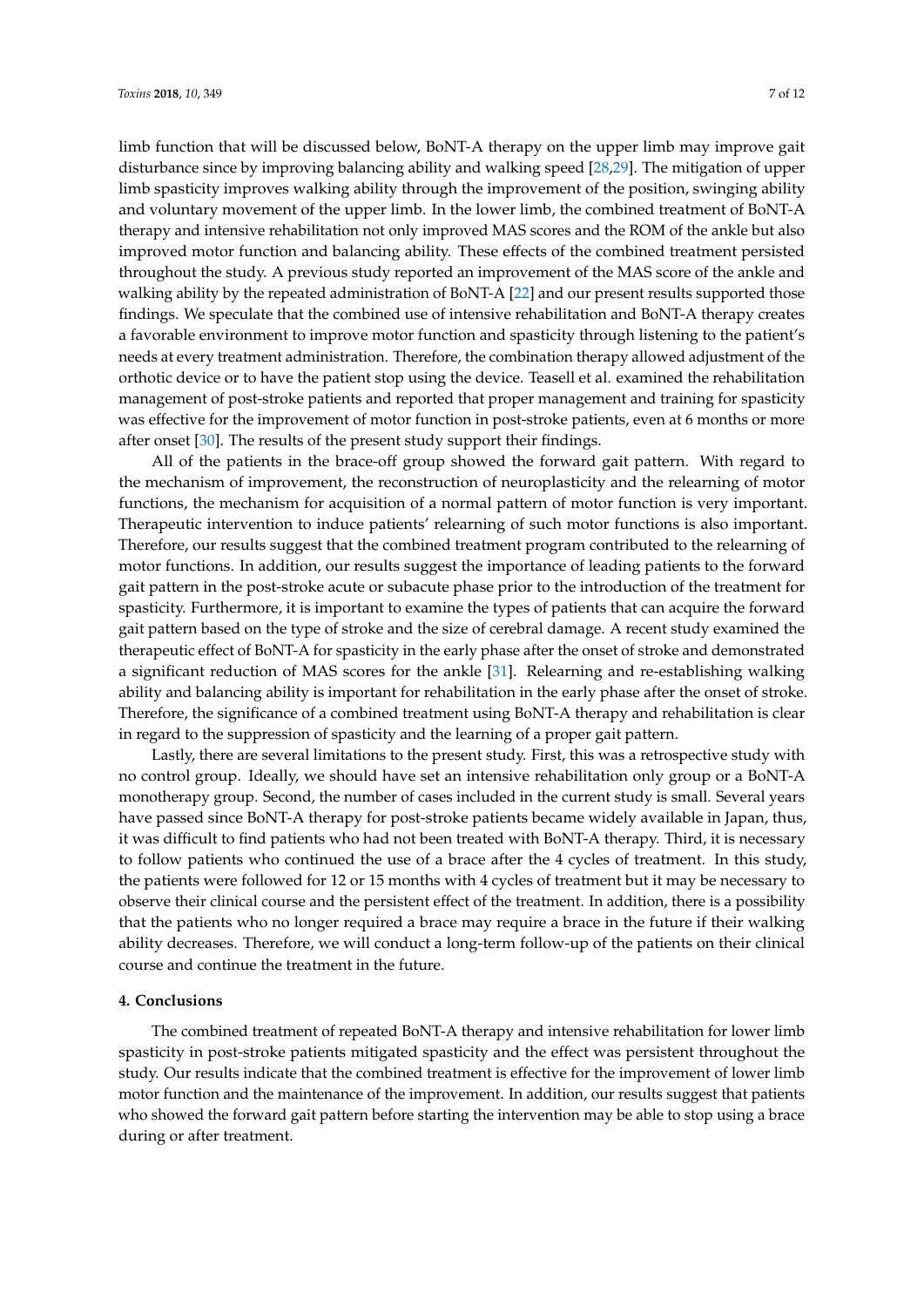limb function that will be discussed below, BoNT-A therapy on the upper limb may improve gait disturbance since by improving balancing ability and walking speed [28,29]. The mitigation of upper limb spasticity improves walking ability through the improvement of the position, swinging ability and voluntary movement of the upper limb. In the lower limb, the combined treatment of BoNT-A therapy and intensive rehabilitation not only improved MAS scores and the ROM of the ankle but also improved motor function and balancing ability. These effects of the combined treatment persisted throughout the study. A previous study reported an improvement of the MAS score of the ankle and walking ability by the repeated administration of BoNT-A [22] and our present results supported those findings. We speculate that the combined use of intensive rehabilitation and BoNT-A therapy creates a favorable environment to improve motor function and spasticity through listening to the patient's needs at every treatment administration. Therefore, the combination therapy allowed adjustment of the orthotic device or to have the patient stop using the device. Teasell et al. examined the rehabilitation management of post-stroke patients and reported that proper management and training for spasticity was effective for the improvement of motor function in post-stroke patients, even at 6 months or more after onset [30]. The results of the present study support their findings.

All of the patients in the brace-off group showed the forward gait pattern. With regard to the mechanism of improvement, the reconstruction of neuroplasticity and the relearning of motor functions, the mechanism for acquisition of a normal pattern of motor function is very important. Therapeutic intervention to induce patients' relearning of such motor functions is also important. Therefore, our results suggest that the combined treatment program contributed to the relearning of motor functions. In addition, our results suggest the importance of leading patients to the forward gait pattern in the post-stroke acute or subacute phase prior to the introduction of the treatment for spasticity. Furthermore, it is important to examine the types of patients that can acquire the forward gait pattern based on the type of stroke and the size of cerebral damage. A recent study examined the therapeutic effect of BoNT-A for spasticity in the early phase after the onset of stroke and demonstrated a significant reduction of MAS scores for the ankle [31]. Relearning and re-establishing walking ability and balancing ability is important for rehabilitation in the early phase after the onset of stroke. Therefore, the significance of a combined treatment using BoNT-A therapy and rehabilitation is clear in regard to the suppression of spasticity and the learning of a proper gait pattern.

Lastly, there are several limitations to the present study. First, this was a retrospective study with no control group. Ideally, we should have set an intensive rehabilitation only group or a BoNT-A monotherapy group. Second, the number of cases included in the current study is small. Several years have passed since BoNT-A therapy for post-stroke patients became widely available in Japan, thus, it was difficult to find patients who had not been treated with BoNT-A therapy. Third, it is necessary to follow patients who continued the use of a brace after the 4 cycles of treatment. In this study, the patients were followed for 12 or 15 months with 4 cycles of treatment but it may be necessary to observe their clinical course and the persistent effect of the treatment. In addition, there is a possibility that the patients who no longer required a brace may require a brace in the future if their walking ability decreases. Therefore, we will conduct a long-term follow-up of the patients on their clinical course and continue the treatment in the future.

## 4. Conclusions

The combined treatment of repeated BoNT-A therapy and intensive rehabilitation for lower limb spasticity in post-stroke patients mitigated spasticity and the effect was persistent throughout the study. Our results indicate that the combined treatment is effective for the improvement of lower limb motor function and the maintenance of the improvement. In addition, our results suggest that patients who showed the forward gait pattern before starting the intervention may be able to stop using a brace during or after treatment.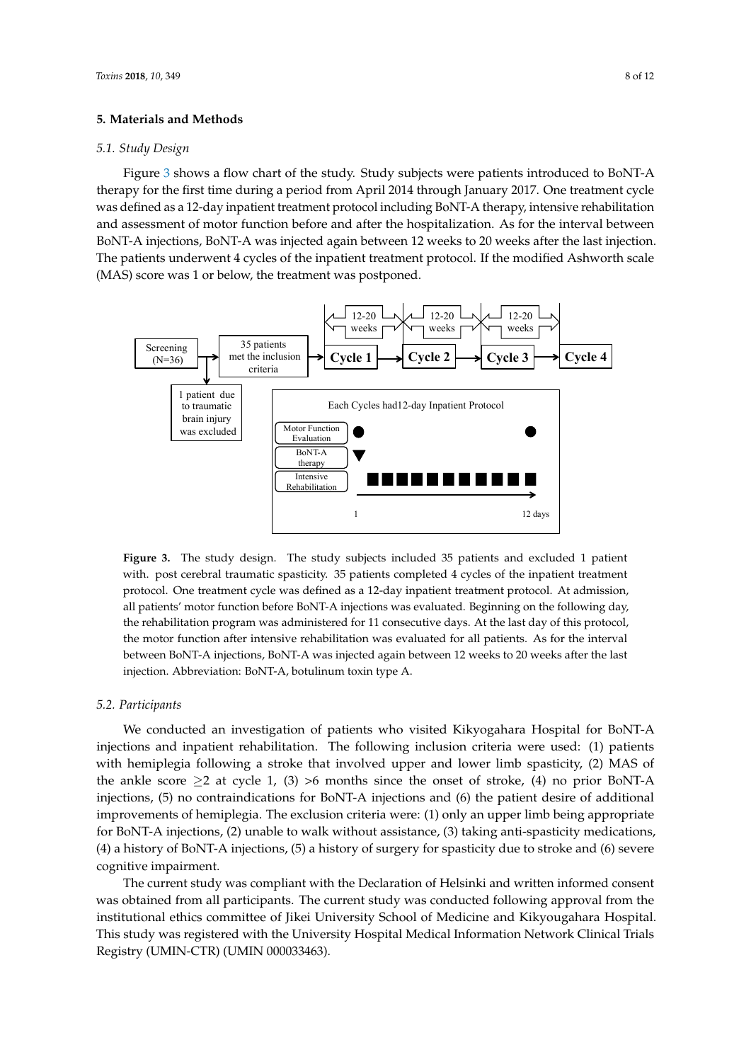## 5. Materials and Methods

### 5.1. Study Design

Figure 3 shows a flow chart of the study. Study subjects were patients introduced to BoNT-A therapy for the first time during a period from April 2014 through January 2017. One treatment cycle was defined as a 12-day inpatient treatment protocol including BoNT-A therapy, intensive rehabilitation and assessment of motor function before and after the hospitalization. As for the interval between BoNT-A injections, BoNT-A was injected again between 12 weeks to 20 weeks after the last injection. The patients underwent 4 cycles of the inpatient treatment protocol. If the modified Ashworth scale (MAS) score was 1 or below, the treatment was postponed.

**Figure 3.** The study design. The study subjects included 35 patients and excluded 1 patient with. post cerebral traumatic spasticity. 35 patients completed 4 cycles of the inpatient treatment protocol. One treatment cycle was defined as a 12-day inpatient treatment protocol. At admission, all patients' motor function before BoNT-A injections was evaluated. Beginning on the following day, the rehabilitation program was administered for 11 consecutive days. At the last day of this protocol, the motor function after intensive rehabilitation was evaluated for all patients. As for the interval between BoNT-A injections, BoNT-A was injected again between 12 weeks to 20 weeks after the last injection. Abbreviation: BoNT-A, botulinum toxin type A.

### 5.2. Participants

We conducted an investigation of patients who visited Kikyogahara Hospital for BoNT-A injections and inpatient rehabilitation. The following inclusion criteria were used: (1) patients with hemiplegia following a stroke that involved upper and lower limb spasticity, (2) MAS of the ankle score $\geq$2 at cycle 1, (3) >6 months since the onset of stroke, (4) no prior BoNT-A injections, (5) no contraindications for BoNT-A injections and (6) the patient desire of additional improvements of hemiplegia. The exclusion criteria were: (1) only an upper limb being appropriate for BoNT-A injections, (2) unable to walk without assistance, (3) taking anti-spasticity medications, (4) a history of BoNT-A injections, (5) a history of surgery for spasticity due to stroke and (6) severe cognitive impairment.

The current study was compliant with the Declaration of Helsinki and written informed consent was obtained from all participants. The current study was conducted following approval from the institutional ethics committee of Jikei University School of Medicine and Kikyougahara Hospital. This study was registered with the University Hospital Medical Information Network Clinical Trials Registry (UMIN-CTR) (UMIN 000033463).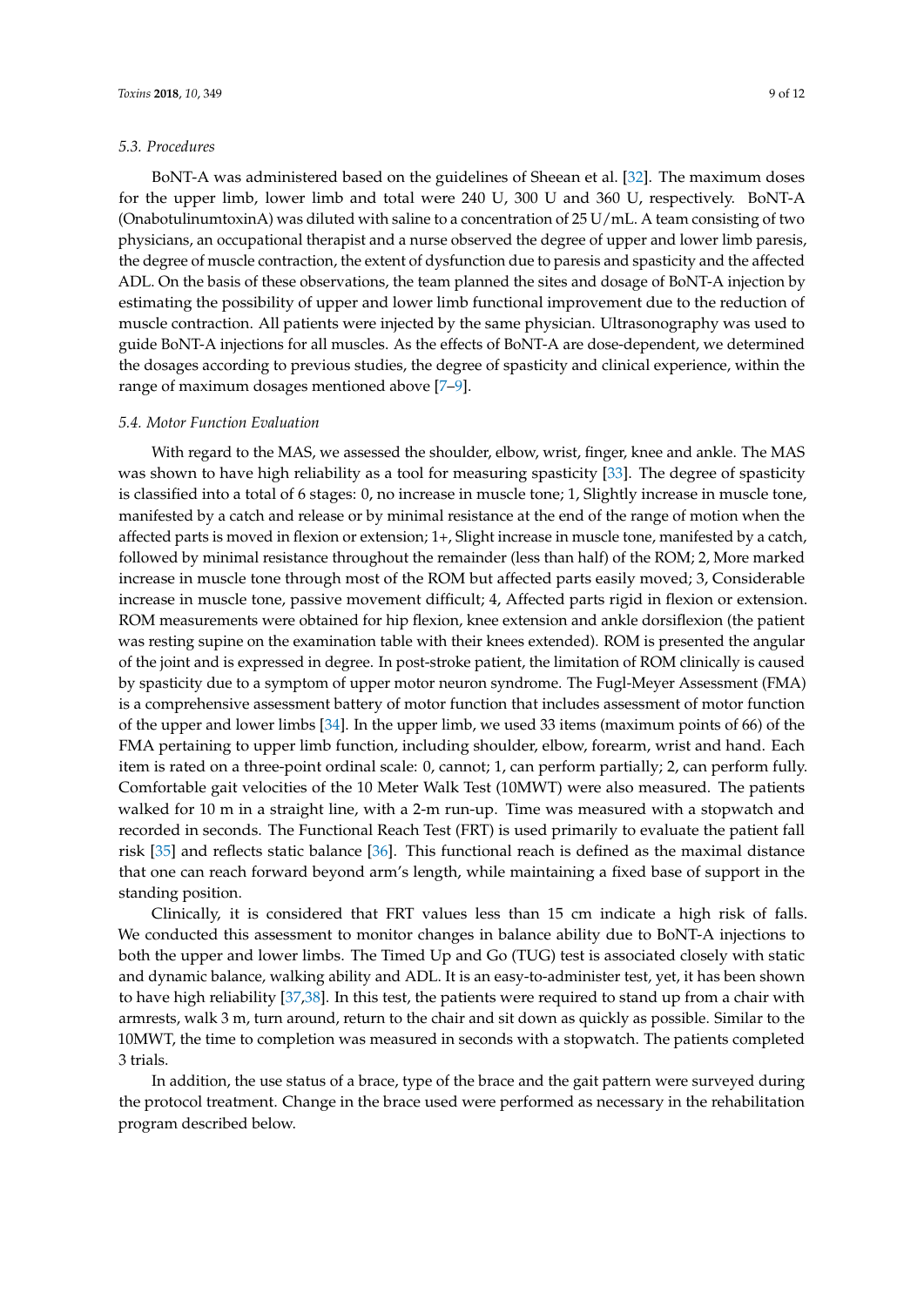### 5.3. Procedures

BoNT-A was administered based on the guidelines of Sheean et al. [32]. The maximum doses for the upper limb, lower limb and total were 240 U, 300 U and 360 U, respectively. BoNT-A (OnabotulinumtoxinA) was diluted with saline to a concentration of 25 U/mL. A team consisting of two physicians, an occupational therapist and a nurse observed the degree of upper and lower limb paresis, the degree of muscle contraction, the extent of dysfunction due to paresis and spasticity and the affected ADL. On the basis of these observations, the team planned the sites and dosage of BoNT-A injection by estimating the possibility of upper and lower limb functional improvement due to the reduction of muscle contraction. All patients were injected by the same physician. Ultrasonography was used to guide BoNT-A injections for all muscles. As the effects of BoNT-A are dose-dependent, we determined the dosages according to previous studies, the degree of spasticity and clinical experience, within the range of maximum dosages mentioned above [7–9].

### 5.4. Motor Function Evaluation

With regard to the MAS, we assessed the shoulder, elbow, wrist, finger, knee and ankle. The MAS was shown to have high reliability as a tool for measuring spasticity [33]. The degree of spasticity is classified into a total of 6 stages: 0, no increase in muscle tone; 1, Slightly increase in muscle tone, manifested by a catch and release or by minimal resistance at the end of the range of motion when the affected parts is moved in flexion or extension; 1+, Slight increase in muscle tone, manifested by a catch, followed by minimal resistance throughout the remainder (less than half) of the ROM; 2, More marked increase in muscle tone through most of the ROM but affected parts easily moved; 3, Considerable increase in muscle tone, passive movement difficult; 4, Affected parts rigid in flexion or extension. ROM measurements were obtained for hip flexion, knee extension and ankle dorsiflexion (the patient was resting supine on the examination table with their knees extended). ROM is presented the angular of the joint and is expressed in degree. In post-stroke patient, the limitation of ROM clinically is caused by spasticity due to a symptom of upper motor neuron syndrome. The Fugl-Meyer Assessment (FMA) is a comprehensive assessment battery of motor function that includes assessment of motor function of the upper and lower limbs [34]. In the upper limb, we used 33 items (maximum points of 66) of the FMA pertaining to upper limb function, including shoulder, elbow, forearm, wrist and hand. Each item is rated on a three-point ordinal scale: 0, cannot; 1, can perform partially; 2, can perform fully. Comfortable gait velocities of the 10 Meter Walk Test (10MWT) were also measured. The patients walked for 10 m in a straight line, with a 2-m run-up. Time was measured with a stopwatch and recorded in seconds. The Functional Reach Test (FRT) is used primarily to evaluate the patient fall risk [35] and reflects static balance [36]. This functional reach is defined as the maximal distance that one can reach forward beyond arm's length, while maintaining a fixed base of support in the standing position.

Clinically, it is considered that FRT values less than 15 cm indicate a high risk of falls. We conducted this assessment to monitor changes in balance ability due to BoNT-A injections to both the upper and lower limbs. The Timed Up and Go (TUG) test is associated closely with static and dynamic balance, walking ability and ADL. It is an easy-to-administer test, yet, it has been shown to have high reliability [37,38]. In this test, the patients were required to stand up from a chair with armrests, walk 3 m, turn around, return to the chair and sit down as quickly as possible. Similar to the 10MWT, the time to completion was measured in seconds with a stopwatch. The patients completed 3 trials.

In addition, the use status of a brace, type of the brace and the gait pattern were surveyed during the protocol treatment. Change in the brace used were performed as necessary in the rehabilitation program described below.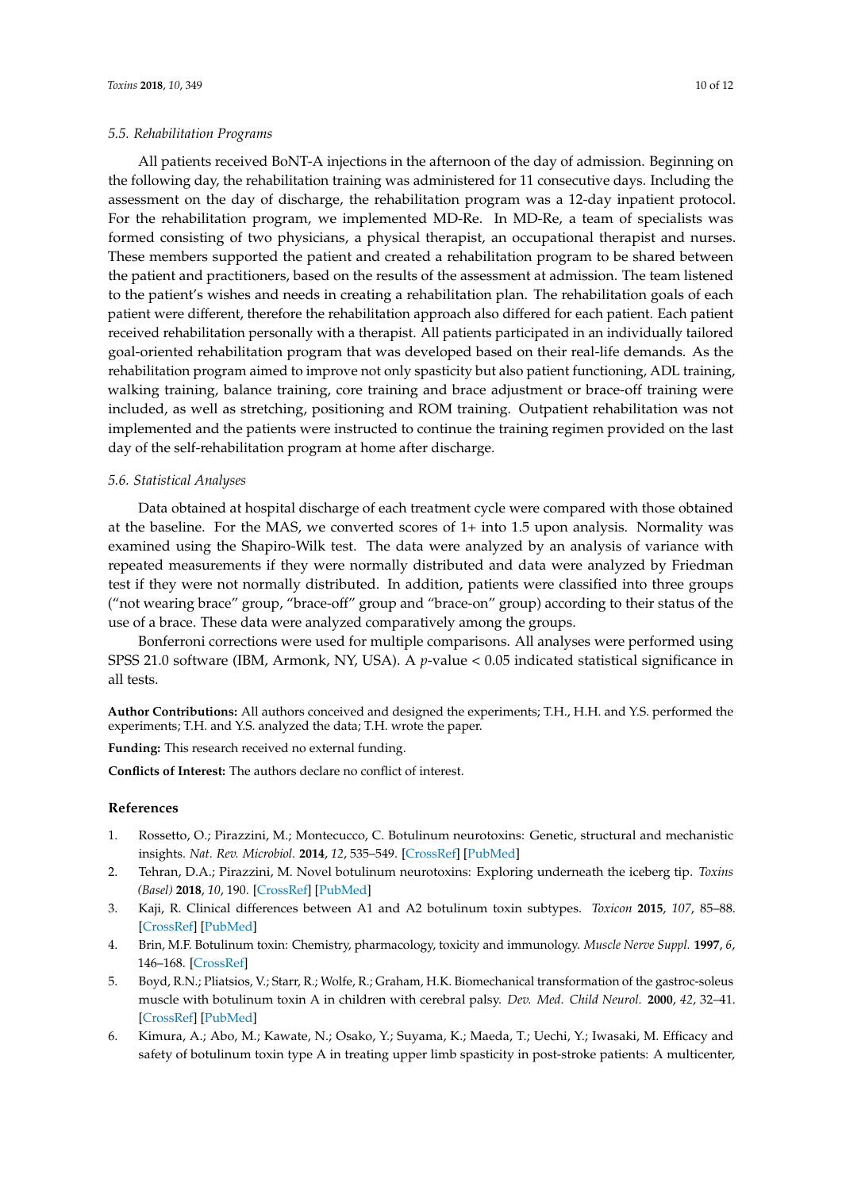### 5.5. Rehabilitation Programs

All patients received BoNT-A injections in the afternoon of the day of admission. Beginning on the following day, the rehabilitation training was administered for 11 consecutive days. Including the assessment on the day of discharge, the rehabilitation program was a 12-day inpatient protocol. For the rehabilitation program, we implemented MD-Re. In MD-Re, a team of specialists was formed consisting of two physicians, a physical therapist, an occupational therapist and nurses. These members supported the patient and created a rehabilitation program to be shared between the patient and practitioners, based on the results of the assessment at admission. The team listened to the patient's wishes and needs in creating a rehabilitation plan. The rehabilitation goals of each patient were different, therefore the rehabilitation approach also differed for each patient. Each patient received rehabilitation personally with a therapist. All patients participated in an individually tailored goal-oriented rehabilitation program that was developed based on their real-life demands. As the rehabilitation program aimed to improve not only spasticity but also patient functioning, ADL training, walking training, balance training, core training and brace adjustment or brace-off training were included, as well as stretching, positioning and ROM training. Outpatient rehabilitation was not implemented and the patients were instructed to continue the training regimen provided on the last day of the self-rehabilitation program at home after discharge.

### 5.6. Statistical Analyses

Data obtained at hospital discharge of each treatment cycle were compared with those obtained at the baseline. For the MAS, we converted scores of 1+ into 1.5 upon analysis. Normality was examined using the Shapiro-Wilk test. The data were analyzed by an analysis of variance with repeated measurements if they were normally distributed and data were analyzed by Friedman test if they were not normally distributed. In addition, patients were classified into three groups ("not wearing brace" group, "brace-off" group and "brace-on" group) according to their status of the use of a brace. These data were analyzed comparatively among the groups.

Bonferroni corrections were used for multiple comparisons. All analyses were performed using SPSS 21.0 software (IBM, Armonk, NY, USA). A $p$-value < 0.05 indicated statistical significance in all tests.

**Author Contributions:** All authors conceived and designed the experiments; T.H., H.H. and Y.S. performed the experiments; T.H. and Y.S. analyzed the data; T.H. wrote the paper.

**Funding:** This research received no external funding.

**Conflicts of Interest:** The authors declare no conflict of interest.

## References

1. Rossetto, O.; Pirazzini, M.; Montecucco, C. Botulinum neurotoxins: Genetic, structural and mechanistic insights. *Nat. Rev. Microbiol.* **2014**, *12*, 535–549. [CrossRef] [PubMed]
2. Tehran, D.A.; Pirazzini, M. Novel botulinum neurotoxins: Exploring underneath the iceberg tip. *Toxins (Basel)* **2018**, *10*, 190. [CrossRef] [PubMed]
3. Kaji, R. Clinical differences between A1 and A2 botulinum toxin subtypes. *Toxicon* **2015**, *107*, 85–88. [CrossRef] [PubMed]
4. Brin, M.F. Botulinum toxin: Chemistry, pharmacology, toxicity and immunology. *Muscle Nerve Suppl.* **1997**, *6*, 146–168. [CrossRef]
5. Boyd, R.N.; Pliatsios, V.; Starr, R.; Wolfe, R.; Graham, H.K. Biomechanical transformation of the gastroc-soleus muscle with botulinum toxin A in children with cerebral palsy. *Dev. Med. Child Neurol.* **2000**, *42*, 32–41. [CrossRef] [PubMed]
6. Kimura, A.; Abo, M.; Kawate, N.; Osako, Y.; Suyama, K.; Maeda, T.; Uechi, Y.; Iwasaki, M. Efficacy and safety of botulinum toxin type A in treating upper limb spasticity in post-stroke patients: A multicenter,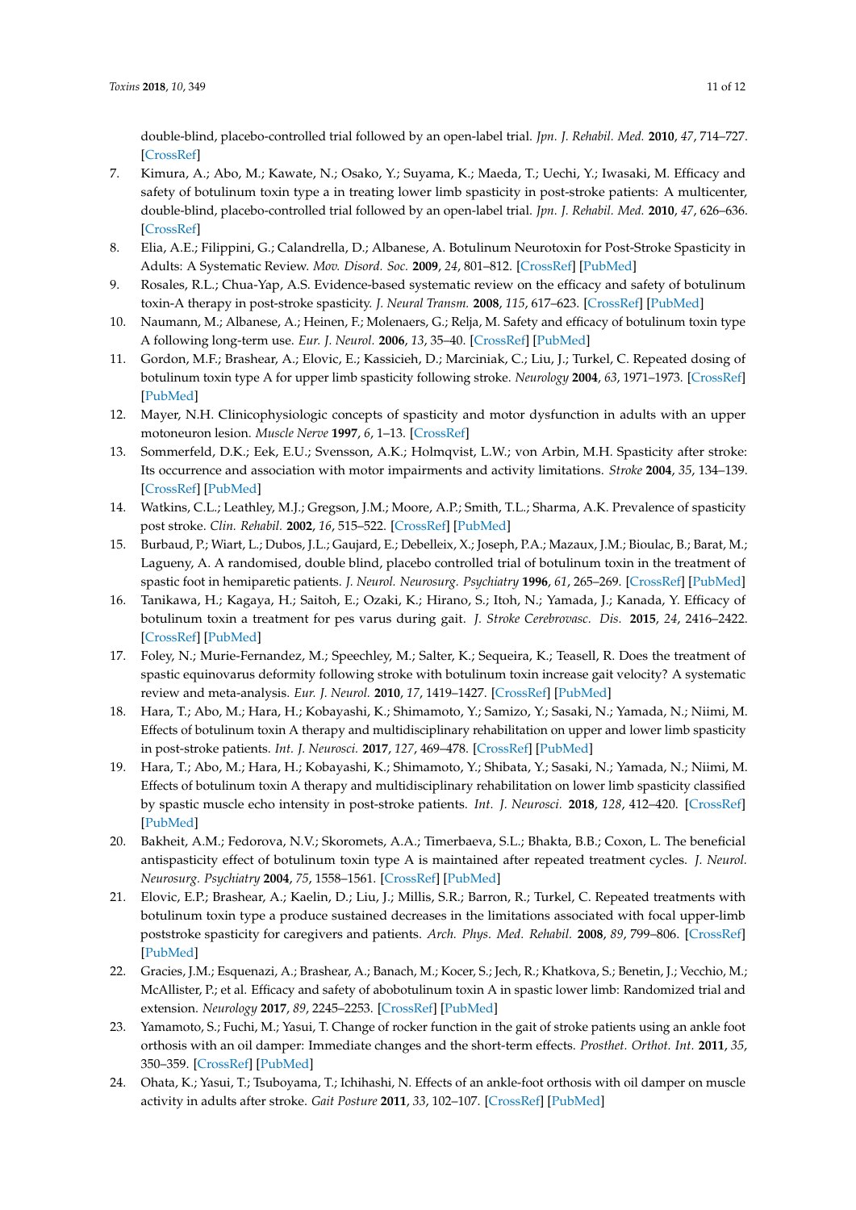double-blind, placebo-controlled trial followed by an open-label trial. *Jpn. J. Rehabil. Med.* **2010**, *47*, 714–727. [CrossRef]

7. Kimura, A.; Abo, M.; Kawate, N.; Osako, Y.; Suyama, K.; Maeda, T.; Uechi, Y.; Iwasaki, M. Efficacy and safety of botulinum toxin type a in treating lower limb spasticity in post-stroke patients: A multicenter, double-blind, placebo-controlled trial followed by an open-label trial. *Jpn. J. Rehabil. Med.* **2010**, *47*, 626–636. [CrossRef]
8. Elia, A.E.; Filippini, G.; Calandrella, D.; Albanese, A. Botulinum Neurotoxin for Post-Stroke Spasticity in Adults: A Systematic Review. *Mov. Disord. Soc.* **2009**, *24*, 801–812. [CrossRef] [PubMed]
9. Rosales, R.L.; Chua-Yap, A.S. Evidence-based systematic review on the efficacy and safety of botulinum toxin-A therapy in post-stroke spasticity. *J. Neural Transm.* **2008**, *115*, 617–623. [CrossRef] [PubMed]
10. Naumann, M.; Albanese, A.; Heinen, F.; Molenaers, G.; Relja, M. Safety and efficacy of botulinum toxin type A following long-term use. *Eur. J. Neurol.* **2006**, *13*, 35–40. [CrossRef] [PubMed]
11. Gordon, M.F.; Brashear, A.; Elovic, E.; Kassicieh, D.; Marciniak, C.; Liu, J.; Turkel, C. Repeated dosing of botulinum toxin type A for upper limb spasticity following stroke. *Neurology* **2004**, *63*, 1971–1973. [CrossRef] [PubMed]
12. Mayer, N.H. Clinicophysiologic concepts of spasticity and motor dysfunction in adults with an upper motoneuron lesion. *Muscle Nerve* **1997**, *6*, 1–13. [CrossRef]
13. Sommerfeld, D.K.; Eek, E.U.; Svensson, A.K.; Holmqvist, L.W.; von Arbin, M.H. Spasticity after stroke: Its occurrence and association with motor impairments and activity limitations. *Stroke* **2004**, *35*, 134–139. [CrossRef] [PubMed]
14. Watkins, C.L.; Leathley, M.J.; Gregson, J.M.; Moore, A.P.; Smith, T.L.; Sharma, A.K. Prevalence of spasticity post stroke. *Clin. Rehabil.* **2002**, *16*, 515–522. [CrossRef] [PubMed]
15. Burbaud, P.; Wiart, L.; Dubos, J.L.; Gaujard, E.; Debelleix, X.; Joseph, P.A.; Mazaux, J.M.; Bioulac, B.; Barat, M.; Lagueny, A. A randomised, double blind, placebo controlled trial of botulinum toxin in the treatment of spastic foot in hemiparetic patients. *J. Neurol. Neurosurg. Psychiatry* **1996**, *61*, 265–269. [CrossRef] [PubMed]
16. Tanikawa, H.; Kagaya, H.; Saitoh, E.; Ozaki, K.; Hirano, S.; Itoh, N.; Yamada, J.; Kanada, Y. Efficacy of botulinum toxin a treatment for pes varus during gait. *J. Stroke Cerebrovasc. Dis.* **2015**, *24*, 2416–2422. [CrossRef] [PubMed]
17. Foley, N.; Murie-Fernandez, M.; Speechley, M.; Salter, K.; Sequeira, K.; Teasell, R. Does the treatment of spastic equinovarus deformity following stroke with botulinum toxin increase gait velocity? A systematic review and meta-analysis. *Eur. J. Neurol.* **2010**, *17*, 1419–1427. [CrossRef] [PubMed]
18. Hara, T.; Abo, M.; Hara, H.; Kobayashi, K.; Shimamoto, Y.; Samizo, Y.; Sasaki, N.; Yamada, N.; Niimi, M. Effects of botulinum toxin A therapy and multidisciplinary rehabilitation on upper and lower limb spasticity in post-stroke patients. *Int. J. Neurosci.* **2017**, *127*, 469–478. [CrossRef] [PubMed]
19. Hara, T.; Abo, M.; Hara, H.; Kobayashi, K.; Shimamoto, Y.; Shibata, Y.; Sasaki, N.; Yamada, N.; Niimi, M. Effects of botulinum toxin A therapy and multidisciplinary rehabilitation on lower limb spasticity classified by spastic muscle echo intensity in post-stroke patients. *Int. J. Neurosci.* **2018**, *128*, 412–420. [CrossRef] [PubMed]
20. Bakheit, A.M.; Fedorova, N.V.; Skoromets, A.A.; Timerbaeva, S.L.; Bhakta, B.B.; Coxon, L. The beneficial antispasticity effect of botulinum toxin type A is maintained after repeated treatment cycles. *J. Neurol. Neurosurg. Psychiatry* **2004**, *75*, 1558–1561. [CrossRef] [PubMed]
21. Elovic, E.P.; Brashear, A.; Kaelin, D.; Liu, J.; Millis, S.R.; Barron, R.; Turkel, C. Repeated treatments with botulinum toxin type a produce sustained decreases in the limitations associated with focal upper-limb poststroke spasticity for caregivers and patients. *Arch. Phys. Med. Rehabil.* **2008**, *89*, 799–806. [CrossRef] [PubMed]
22. Gracies, J.M.; Esquenazi, A.; Brashear, A.; Banach, M.; Kocer, S.; Jech, R.; Khatkova, S.; Benetin, J.; Vecchio, M.; McAllister, P.; et al. Efficacy and safety of abobotulinum toxin A in spastic lower limb: Randomized trial and extension. *Neurology* **2017**, *89*, 2245–2253. [CrossRef] [PubMed]
23. Yamamoto, S.; Fuchi, M.; Yasui, T. Change of rocker function in the gait of stroke patients using an ankle foot orthosis with an oil damper: Immediate changes and the short-term effects. *Prosthet. Orthot. Int.* **2011**, *35*, 350–359. [CrossRef] [PubMed]
24. Ohata, K.; Yasui, T.; Tsuboyama, T.; Ichihashi, N. Effects of an ankle-foot orthosis with oil damper on muscle activity in adults after stroke. *Gait Posture* **2011**, *33*, 102–107. [CrossRef] [PubMed]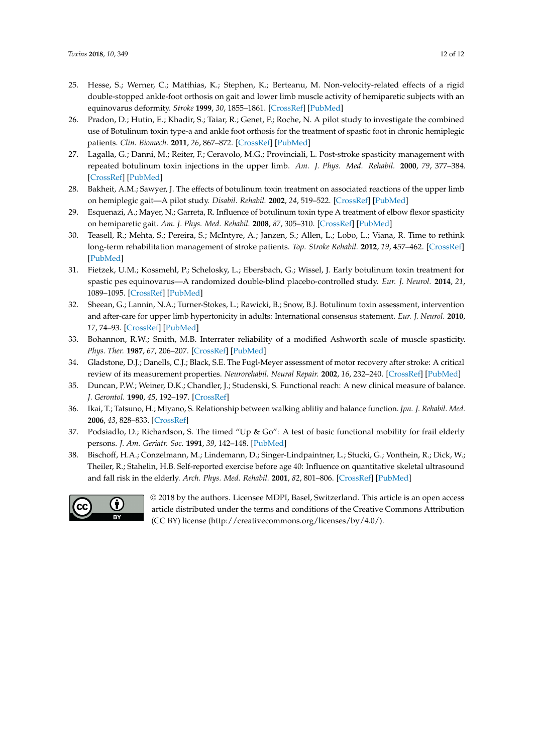25. Hesse, S.; Werner, C.; Matthias, K.; Stephen, K.; Berteanu, M. Non-velocity-related effects of a rigid double-stopped ankle-foot orthosis on gait and lower limb muscle activity of hemiparetic subjects with an equinovarus deformity. *Stroke* **1999**, *30*, 1855–1861. [CrossRef] [PubMed]
26. Pradon, D.; Hutin, E.; Khadir, S.; Taiar, R.; Genet, F.; Roche, N. A pilot study to investigate the combined use of Botulinum toxin type-a and ankle foot orthosis for the treatment of spastic foot in chronic hemiplegic patients. *Clin. Biomech.* **2011**, *26*, 867–872. [CrossRef] [PubMed]
27. Lagalla, G.; Danni, M.; Reiter, F.; Ceravolo, M.G.; Provinciali, L. Post-stroke spasticity management with repeated botulinum toxin injections in the upper limb. *Am. J. Phys. Med. Rehabil.* **2000**, *79*, 377–384. [CrossRef] [PubMed]
28. Bakheit, A.M.; Sawyer, J. The effects of botulinum toxin treatment on associated reactions of the upper limb on hemiplegic gait—A pilot study. *Disabil. Rehabil.* **2002**, *24*, 519–522. [CrossRef] [PubMed]
29. Esquenazi, A.; Mayer, N.; Garreta, R. Influence of botulinum toxin type A treatment of elbow flexor spasticity on hemiparetic gait. *Am. J. Phys. Med. Rehabil.* **2008**, *87*, 305–310. [CrossRef] [PubMed]
30. Teasell, R.; Mehta, S.; Pereira, S.; McIntyre, A.; Janzen, S.; Allen, L.; Lobo, L.; Viana, R. Time to rethink long-term rehabilitation management of stroke patients. *Top. Stroke Rehabil.* **2012**, *19*, 457–462. [CrossRef] [PubMed]
31. Fietzek, U.M.; Kossmehl, P.; Schelosky, L.; Ebersbach, G.; Wissel, J. Early botulinum toxin treatment for spastic pes equinovarus—A randomized double-blind placebo-controlled study. *Eur. J. Neurol.* **2014**, *21*, 1089–1095. [CrossRef] [PubMed]
32. Sheean, G.; Lannin, N.A.; Turner-Stokes, L.; Rawicki, B.; Snow, B.J. Botulinum toxin assessment, intervention and after-care for upper limb hypertonicity in adults: International consensus statement. *Eur. J. Neurol.* **2010**, *17*, 74–93. [CrossRef] [PubMed]
33. Bohannon, R.W.; Smith, M.B. Interrater reliability of a modified Ashworth scale of muscle spasticity. *Phys. Ther.* **1987**, *67*, 206–207. [CrossRef] [PubMed]
34. Gladstone, D.J.; Danells, C.J.; Black, S.E. The Fugl-Meyer assessment of motor recovery after stroke: A critical review of its measurement properties. *Neurorehabil. Neural Repair.* **2002**, *16*, 232–240. [CrossRef] [PubMed]
35. Duncan, P.W.; Weiner, D.K.; Chandler, J.; Studenski, S. Functional reach: A new clinical measure of balance. *J. Gerontol.* **1990**, *45*, 192–197. [CrossRef]
36. Ikai, T.; Tatsuno, H.; Miyano, S. Relationship between walking ablitiy and balance function. *Jpn. J. Rehabil. Med.* **2006**, *43*, 828–833. [CrossRef]
37. Podsiadlo, D.; Richardson, S. The timed "Up & Go": A test of basic functional mobility for frail elderly persons. *J. Am. Geriatr. Soc.* **1991**, *39*, 142–148. [PubMed]
38. Bischoff, H.A.; Conzelmann, M.; Lindemann, D.; Singer-Lindpaintner, L.; Stucki, G.; Vonthein, R.; Dick, W.; Theiler, R.; Stahelin, H.B. Self-reported exercise before age 40: Influence on quantitative skeletal ultrasound and fall risk in the elderly. *Arch. Phys. Med. Rehabil.* **2001**, *82*, 801–806. [CrossRef] [PubMed]

© 2018 by the authors. Licensee MDPI, Basel, Switzerland. This article is an open access article distributed under the terms and conditions of the Creative Commons Attribution (CC BY) license (http://creativecommons.org/licenses/by/4.0/).